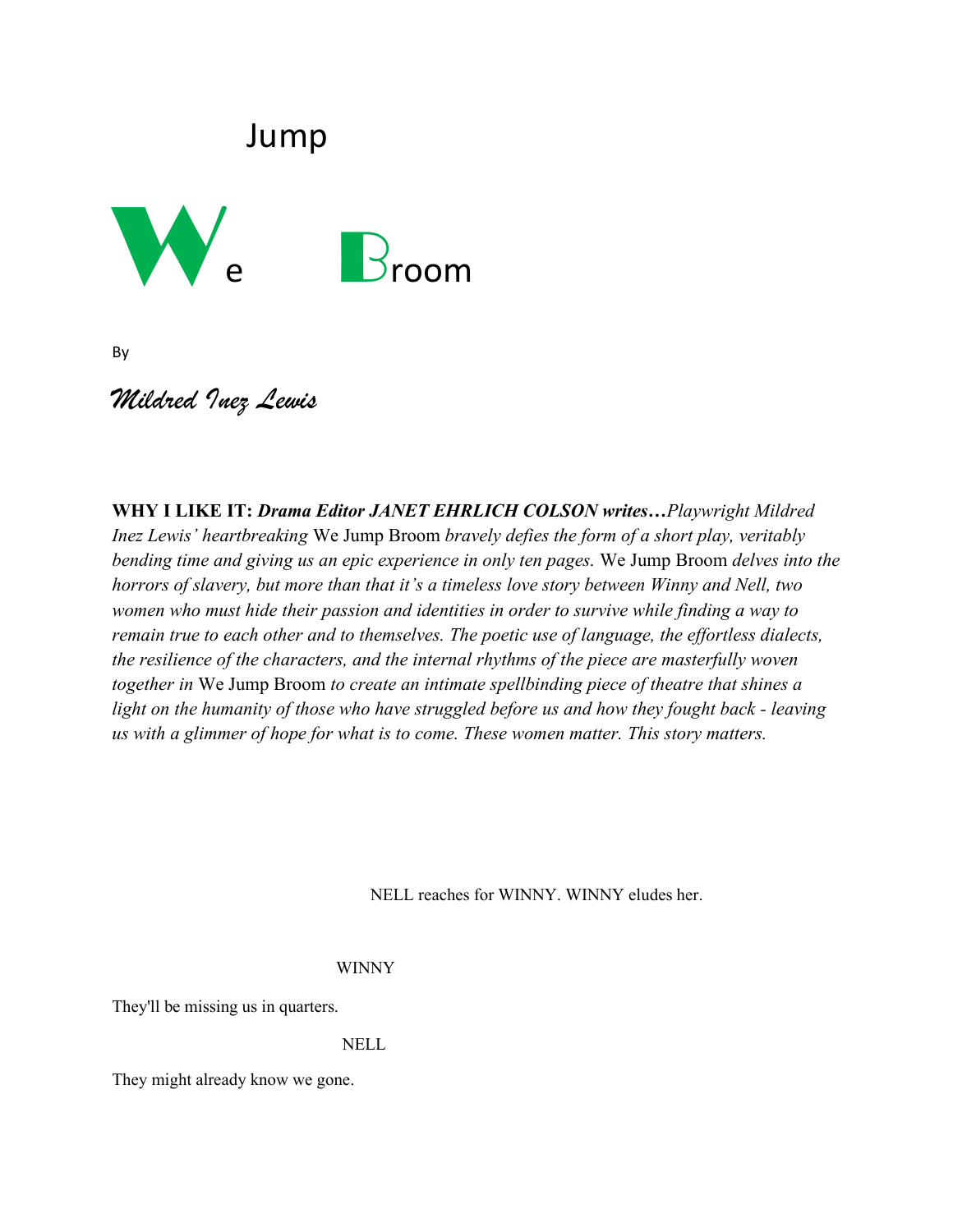# We Jump Broom

By

*Mildred Inez Lewis*

**WHY I LIKE IT:** ***Drama Editor JANET EHRLICH COLSON writes…****Playwright Mildred Inez Lewis' heartbreaking* We Jump Broom *bravely defies the form of a short play, veritably bending time and giving us an epic experience in only ten pages.* We Jump Broom *delves into the horrors of slavery, but more than that it's a timeless love story between Winny and Nell, two women who must hide their passion and identities in order to survive while finding a way to remain true to each other and to themselves. The poetic use of language, the effortless dialects, the resilience of the characters, and the internal rhythms of the piece are masterfully woven together in* We Jump Broom *to create an intimate spellbinding piece of theatre that shines a light on the humanity of those who have struggled before us and how they fought back - leaving us with a glimmer of hope for what is to come. These women matter. This story matters.*

NELL reaches for WINNY. WINNY eludes her.

WINNY

They'll be missing us in quarters.

NELL

They might already know we gone.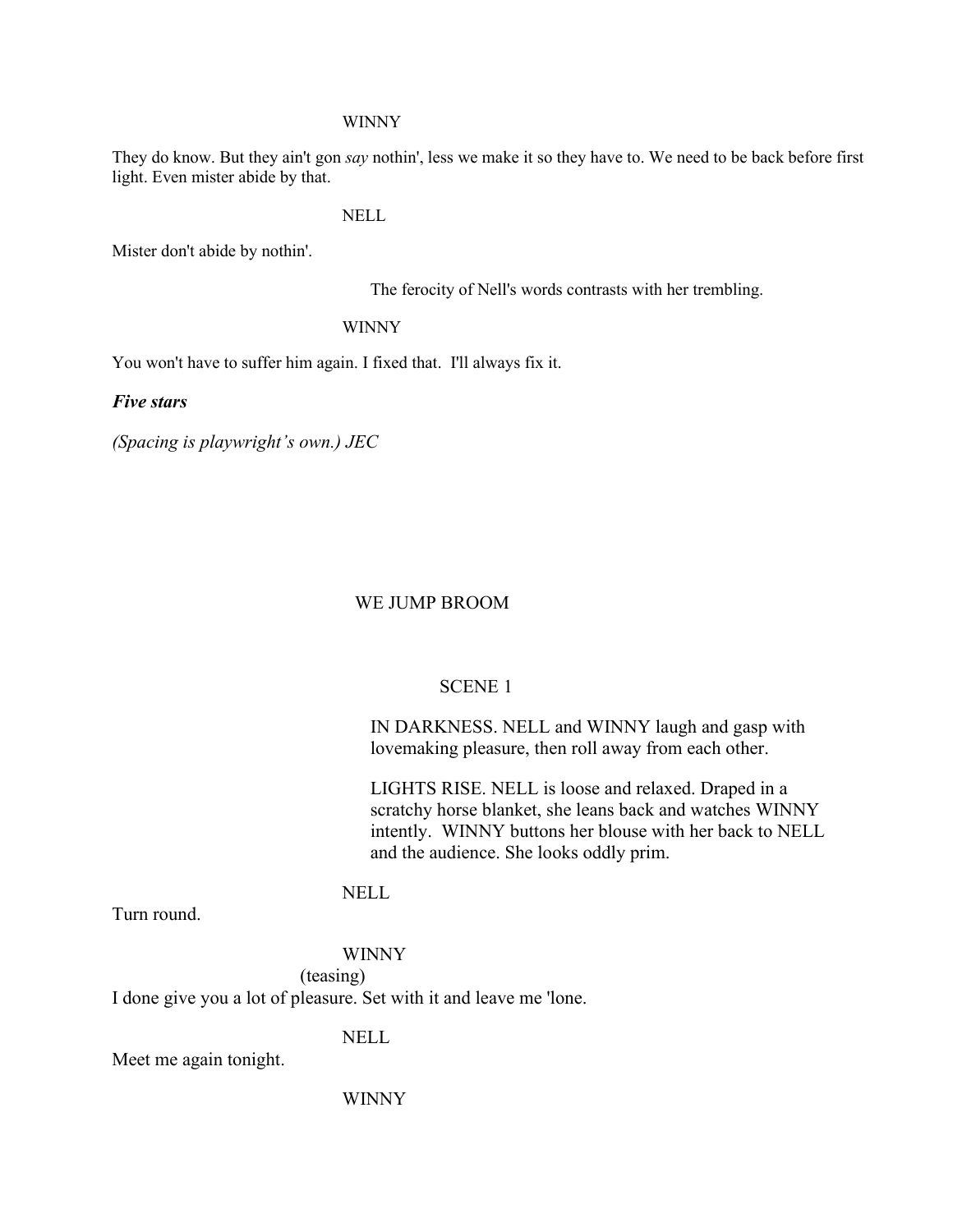WINNY

They do know. But they ain't gon *say* nothin', less we make it so they have to. We need to be back before first light. Even mister abide by that.

NELL

Mister don't abide by nothin'.

The ferocity of Nell's words contrasts with her trembling.

WINNY

You won't have to suffer him again. I fixed that. I'll always fix it.

***Five stars***

*(Spacing is playwright's own.) JEC*

WE JUMP BROOM

SCENE 1

IN DARKNESS. NELL and WINNY laugh and gasp with lovemaking pleasure, then roll away from each other.

LIGHTS RISE. NELL is loose and relaxed. Draped in a scratchy horse blanket, she leans back and watches WINNY intently. WINNY buttons her blouse with her back to NELL and the audience. She looks oddly prim.

NELL

Turn round.

WINNY

(teasing)

I done give you a lot of pleasure. Set with it and leave me 'lone.

NELL

Meet me again tonight.

WINNY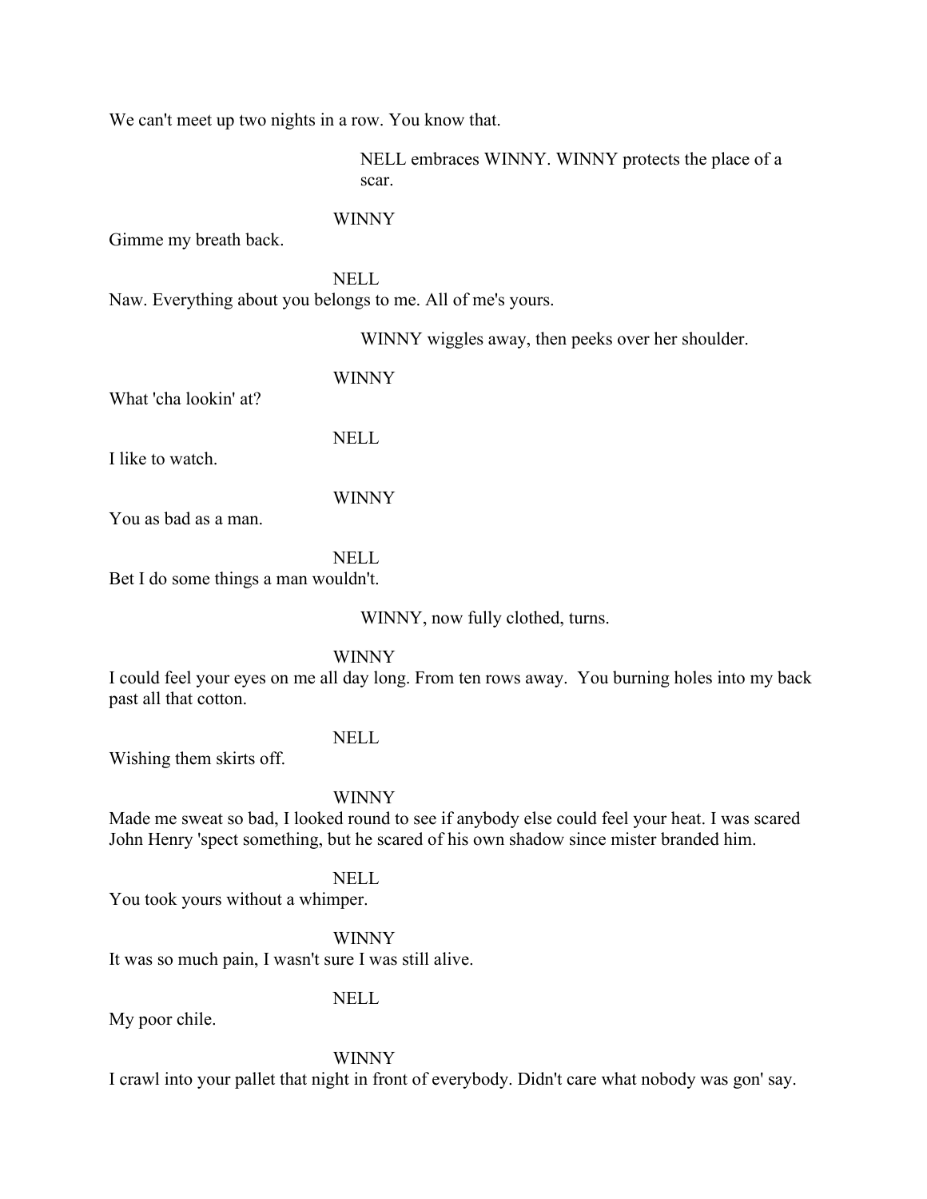We can't meet up two nights in a row. You know that.

NELL embraces WINNY. WINNY protects the place of a scar.

WINNY

Gimme my breath back.

NELL

Naw. Everything about you belongs to me. All of me's yours.

WINNY wiggles away, then peeks over her shoulder.

WINNY

What 'cha lookin' at?

NELL

I like to watch.

WINNY

You as bad as a man.

NELL

Bet I do some things a man wouldn't.

WINNY, now fully clothed, turns.

WINNY

I could feel your eyes on me all day long. From ten rows away. You burning holes into my back past all that cotton.

NELL

Wishing them skirts off.

WINNY

Made me sweat so bad, I looked round to see if anybody else could feel your heat. I was scared John Henry 'spect something, but he scared of his own shadow since mister branded him.

NELL

You took yours without a whimper.

WINNY

It was so much pain, I wasn't sure I was still alive.

NELL

My poor chile.

WINNY

I crawl into your pallet that night in front of everybody. Didn't care what nobody was gon' say.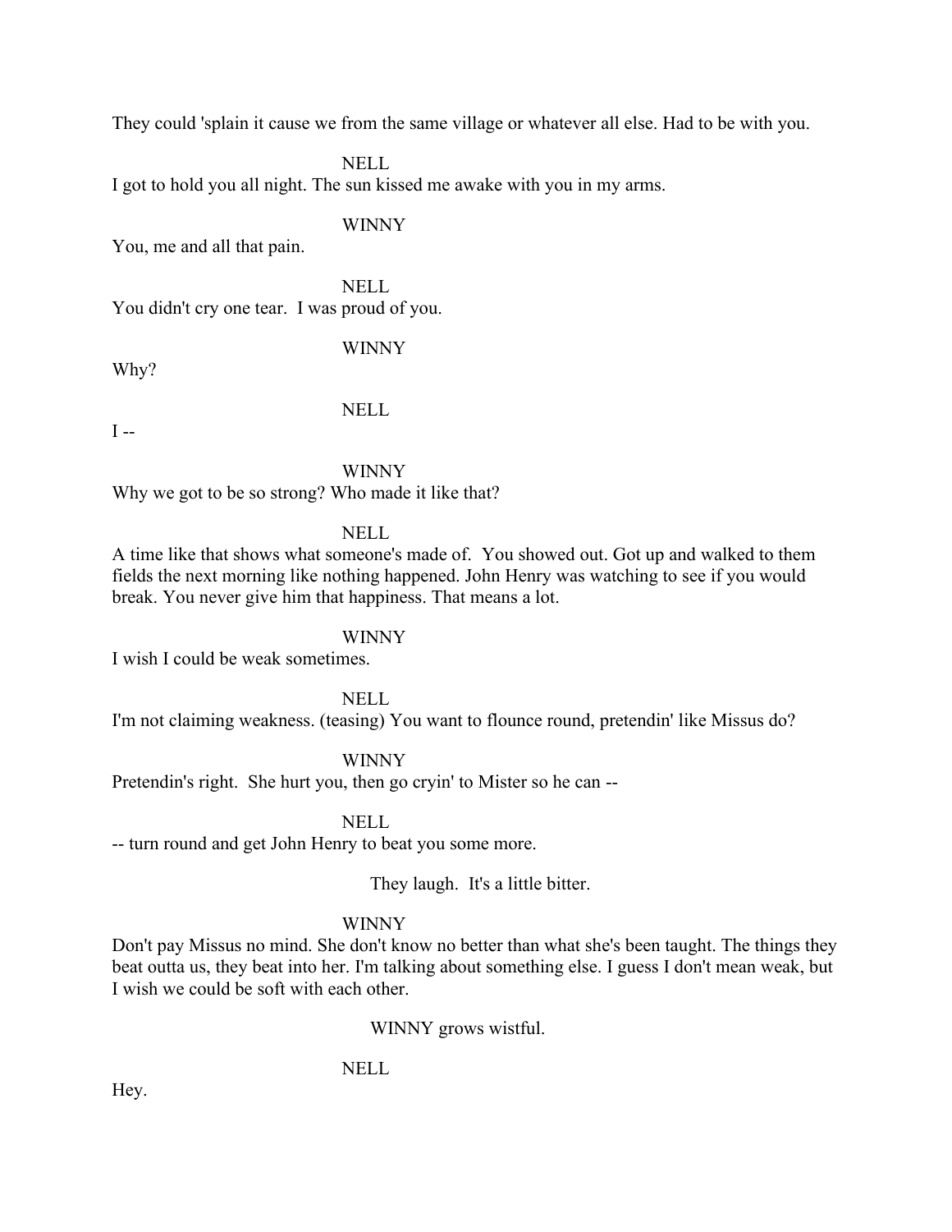They could 'splain it cause we from the same village or whatever all else. Had to be with you.

NELL

I got to hold you all night. The sun kissed me awake with you in my arms.

WINNY

You, me and all that pain.

NELL

You didn't cry one tear. I was proud of you.

WINNY

Why?

NELL

I --

WINNY

Why we got to be so strong? Who made it like that?

NELL

A time like that shows what someone's made of. You showed out. Got up and walked to them fields the next morning like nothing happened. John Henry was watching to see if you would break. You never give him that happiness. That means a lot.

WINNY

I wish I could be weak sometimes.

NELL

I'm not claiming weakness. (teasing) You want to flounce round, pretendin' like Missus do?

WINNY

Pretendin's right. She hurt you, then go cryin' to Mister so he can --

NELL

-- turn round and get John Henry to beat you some more.

They laugh. It's a little bitter.

WINNY

Don't pay Missus no mind. She don't know no better than what she's been taught. The things they beat outta us, they beat into her. I'm talking about something else. I guess I don't mean weak, but I wish we could be soft with each other.

WINNY grows wistful.

NELL

Hey.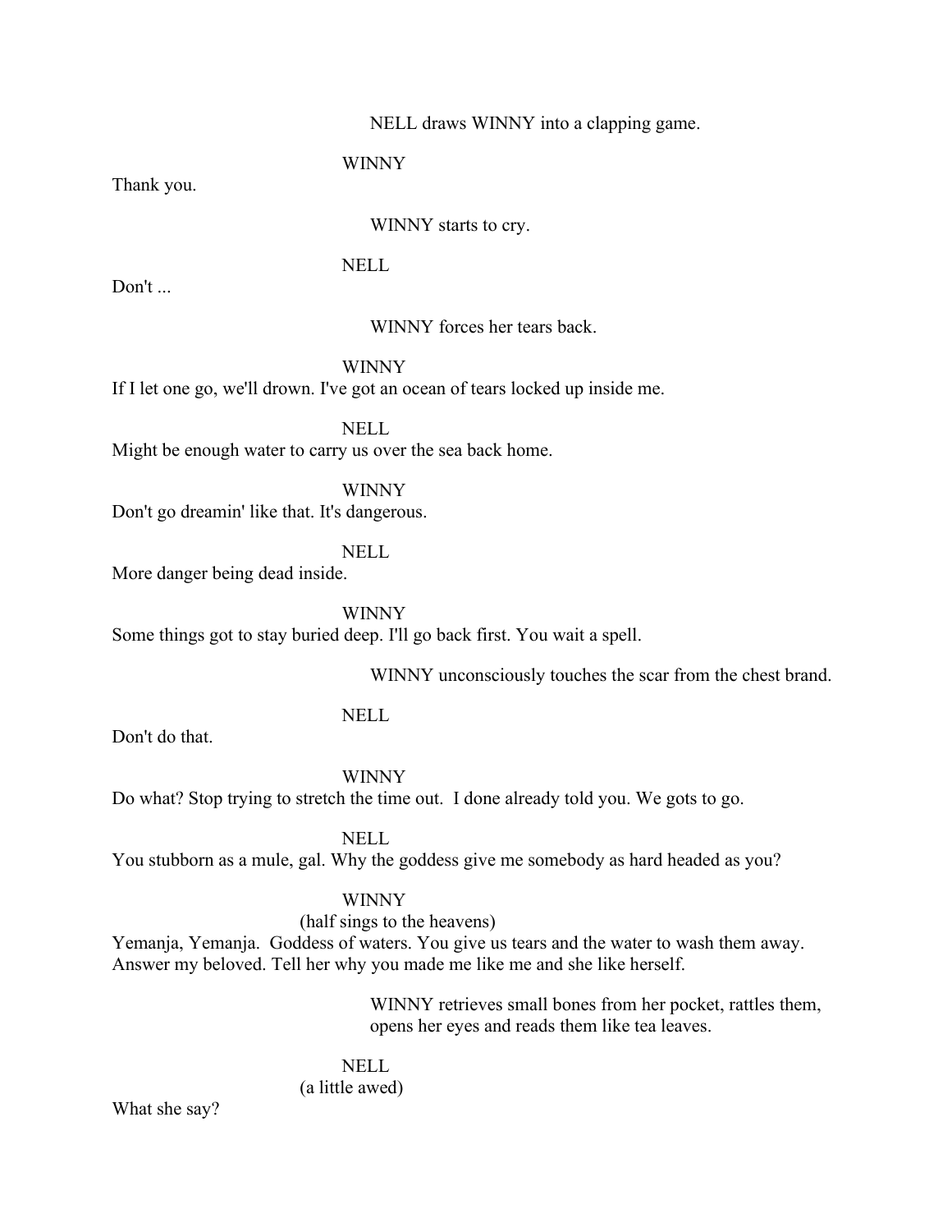NELL draws WINNY into a clapping game.

WINNY

Thank you.

WINNY starts to cry.

NELL

Don't ...

WINNY forces her tears back.

WINNY

If I let one go, we'll drown. I've got an ocean of tears locked up inside me.

NELL

Might be enough water to carry us over the sea back home.

WINNY

Don't go dreamin' like that. It's dangerous.

NELL

More danger being dead inside.

WINNY

Some things got to stay buried deep. I'll go back first. You wait a spell.

WINNY unconsciously touches the scar from the chest brand.

NELL

Don't do that.

WINNY

Do what? Stop trying to stretch the time out. I done already told you. We gots to go.

NELL

You stubborn as a mule, gal. Why the goddess give me somebody as hard headed as you?

WINNY

(half sings to the heavens)

Yemanja, Yemanja. Goddess of waters. You give us tears and the water to wash them away. Answer my beloved. Tell her why you made me like me and she like herself.

WINNY retrieves small bones from her pocket, rattles them, opens her eyes and reads them like tea leaves.

NELL

(a little awed)

What she say?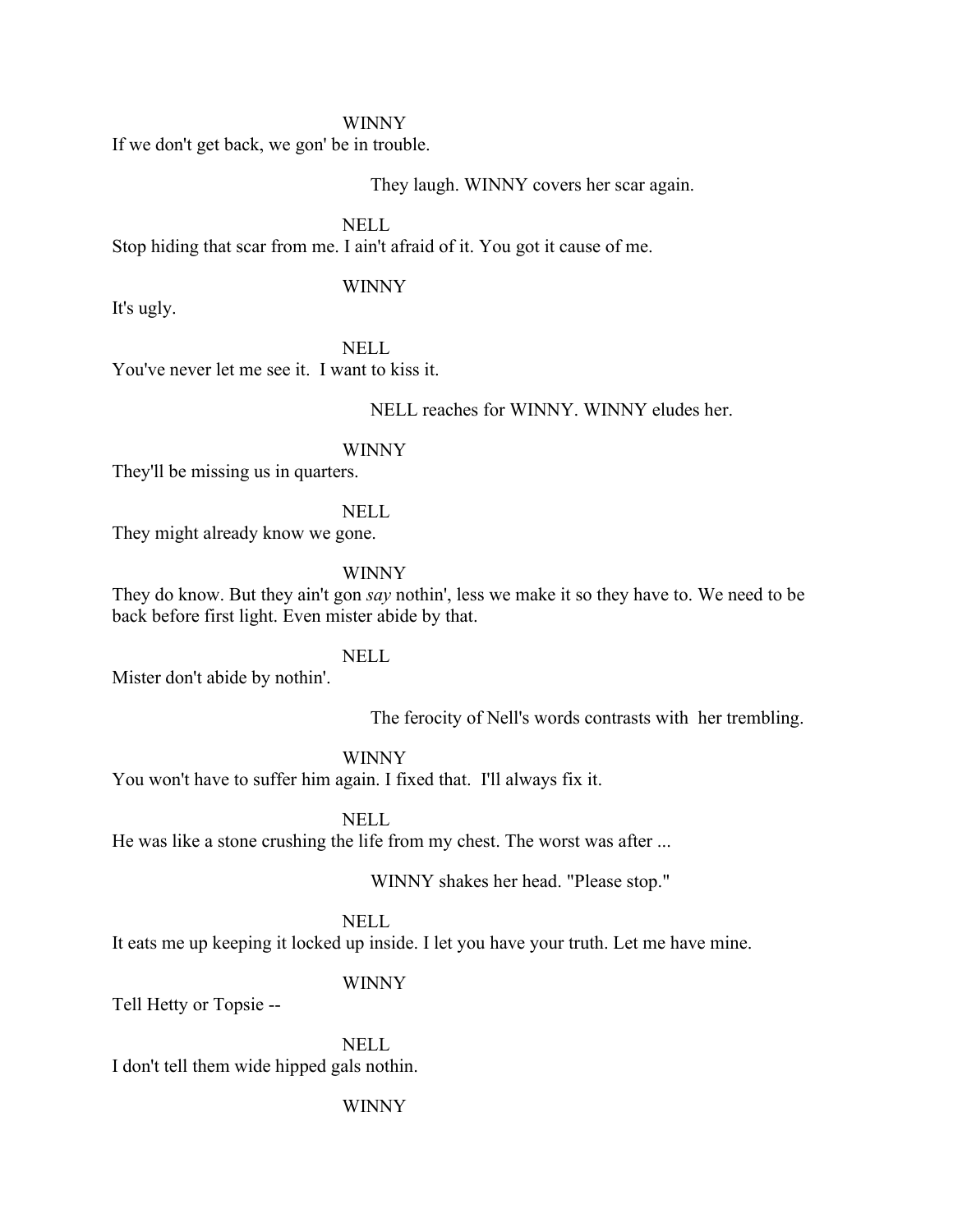WINNY

If we don't get back, we gon' be in trouble.

They laugh. WINNY covers her scar again.

NELL

Stop hiding that scar from me. I ain't afraid of it. You got it cause of me.

WINNY

It's ugly.

NELL

You've never let me see it. I want to kiss it.

NELL reaches for WINNY. WINNY eludes her.

WINNY

They'll be missing us in quarters.

NELL

They might already know we gone.

WINNY

They do know. But they ain't gon *say* nothin', less we make it so they have to. We need to be back before first light. Even mister abide by that.

NELL

Mister don't abide by nothin'.

The ferocity of Nell's words contrasts with her trembling.

WINNY

You won't have to suffer him again. I fixed that. I'll always fix it.

NELL

He was like a stone crushing the life from my chest. The worst was after ...

WINNY shakes her head. "Please stop."

NELL

It eats me up keeping it locked up inside. I let you have your truth. Let me have mine.

WINNY

Tell Hetty or Topsie --

NELL

I don't tell them wide hipped gals nothin.

WINNY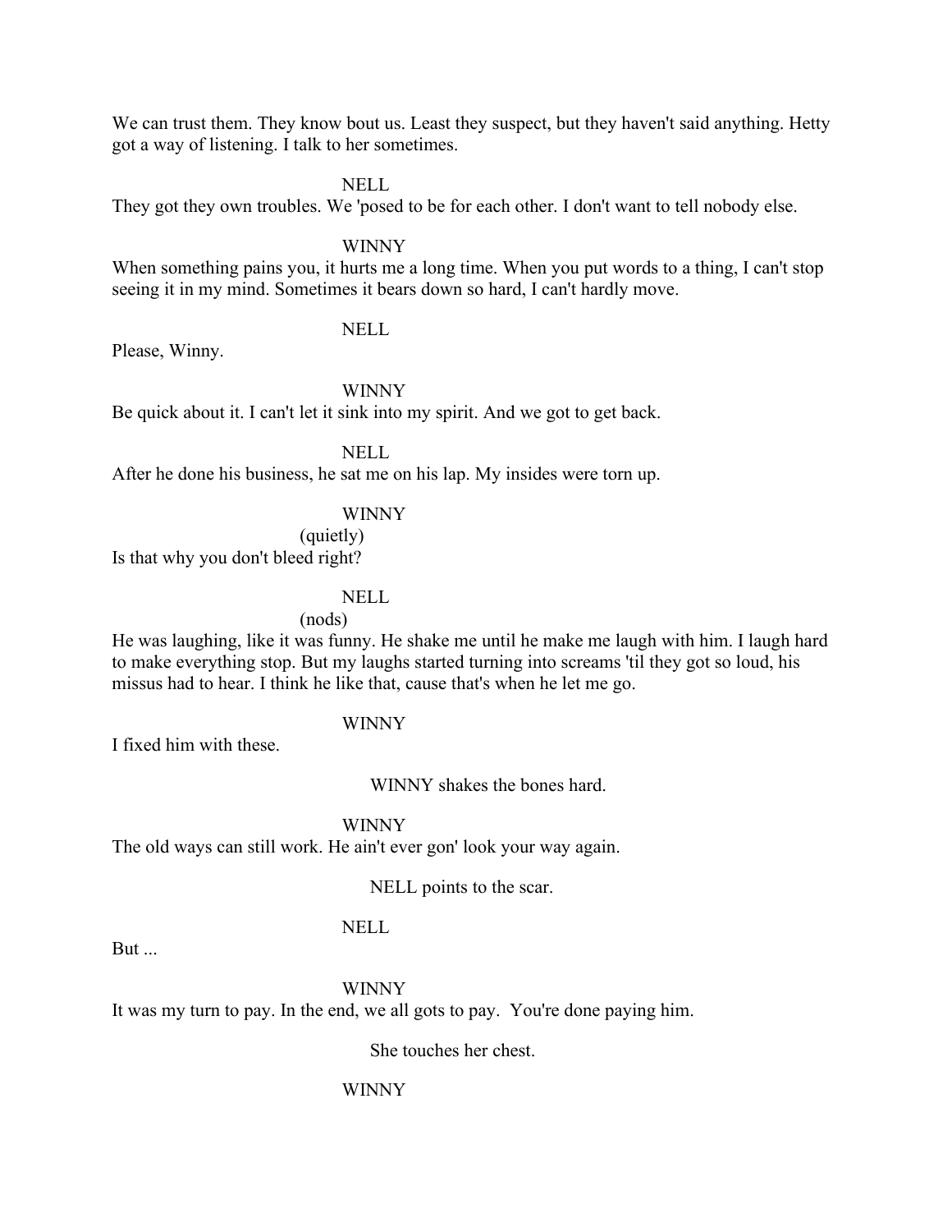We can trust them. They know bout us. Least they suspect, but they haven't said anything. Hetty got a way of listening. I talk to her sometimes.

NELL

They got they own troubles. We 'posed to be for each other. I don't want to tell nobody else.

WINNY

When something pains you, it hurts me a long time. When you put words to a thing, I can't stop seeing it in my mind. Sometimes it bears down so hard, I can't hardly move.

NELL

Please, Winny.

WINNY

Be quick about it. I can't let it sink into my spirit. And we got to get back.

NELL

After he done his business, he sat me on his lap. My insides were torn up.

WINNY

(quietly)

Is that why you don't bleed right?

NELL

(nods)

He was laughing, like it was funny. He shake me until he make me laugh with him. I laugh hard to make everything stop. But my laughs started turning into screams 'til they got so loud, his missus had to hear. I think he like that, cause that's when he let me go.

WINNY

I fixed him with these.

WINNY shakes the bones hard.

WINNY

The old ways can still work. He ain't ever gon' look your way again.

NELL points to the scar.

NELL

But ...

WINNY

It was my turn to pay. In the end, we all gots to pay. You're done paying him.

She touches her chest.

WINNY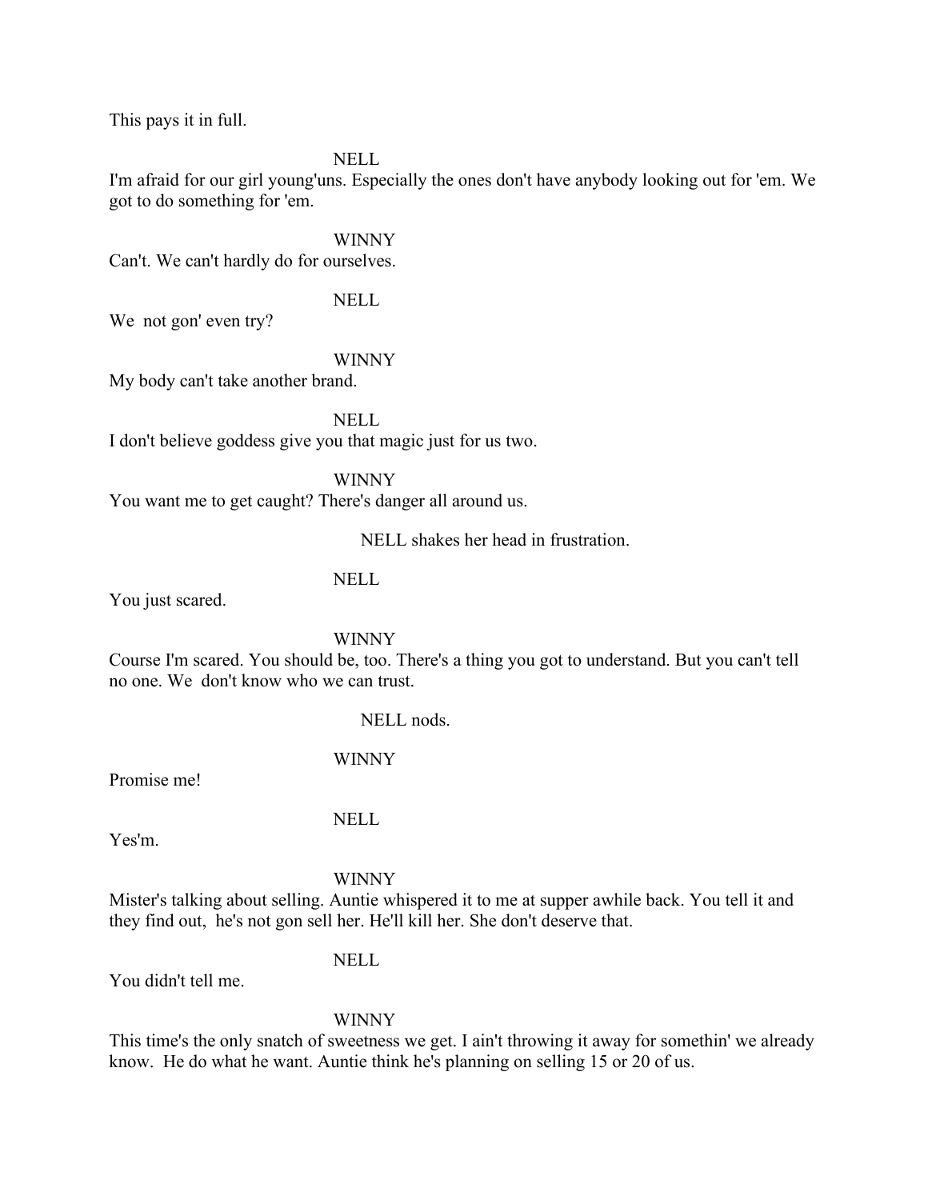This pays it in full.

NELL

I'm afraid for our girl young'uns. Especially the ones don't have anybody looking out for 'em. We got to do something for 'em.

WINNY

Can't. We can't hardly do for ourselves.

NELL

We not gon' even try?

WINNY

My body can't take another brand.

NELL

I don't believe goddess give you that magic just for us two.

WINNY

You want me to get caught? There's danger all around us.

NELL shakes her head in frustration.

NELL

You just scared.

WINNY

Course I'm scared. You should be, too. There's a thing you got to understand. But you can't tell no one. We don't know who we can trust.

NELL nods.

WINNY

Promise me!

NELL

Yes'm.

WINNY

Mister's talking about selling. Auntie whispered it to me at supper awhile back. You tell it and they find out, he's not gon sell her. He'll kill her. She don't deserve that.

NELL

You didn't tell me.

WINNY

This time's the only snatch of sweetness we get. I ain't throwing it away for somethin' we already know. He do what he want. Auntie think he's planning on selling 15 or 20 of us.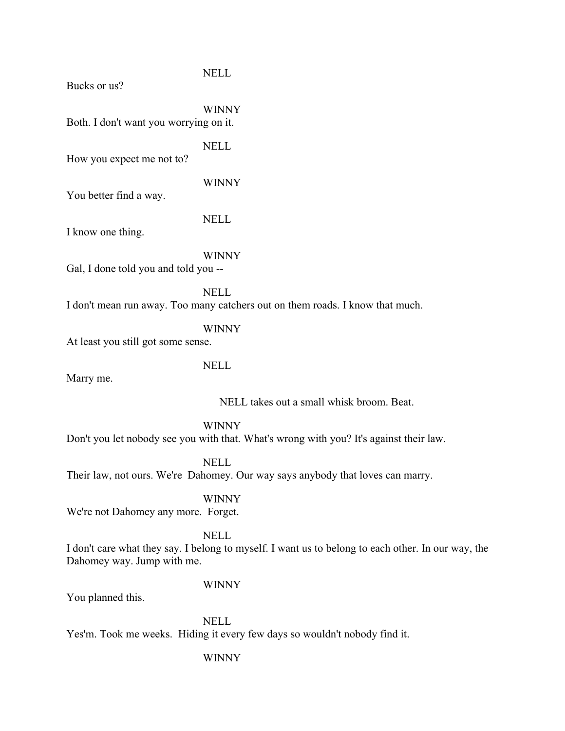NELL

Bucks or us?

WINNY

Both. I don't want you worrying on it.

NELL

How you expect me not to?

WINNY

You better find a way.

NELL

I know one thing.

WINNY

Gal, I done told you and told you --

NELL

I don't mean run away. Too many catchers out on them roads. I know that much.

WINNY

At least you still got some sense.

NELL

Marry me.

*NELL takes out a small whisk broom. Beat.*

WINNY

Don't you let nobody see you with that. What's wrong with you? It's against their law.

NELL

Their law, not ours. We're Dahomey. Our way says anybody that loves can marry.

WINNY

We're not Dahomey any more. Forget.

NELL

I don't care what they say. I belong to myself. I want us to belong to each other. In our way, the Dahomey way. Jump with me.

WINNY

You planned this.

NELL

Yes'm. Took me weeks. Hiding it every few days so wouldn't nobody find it.

WINNY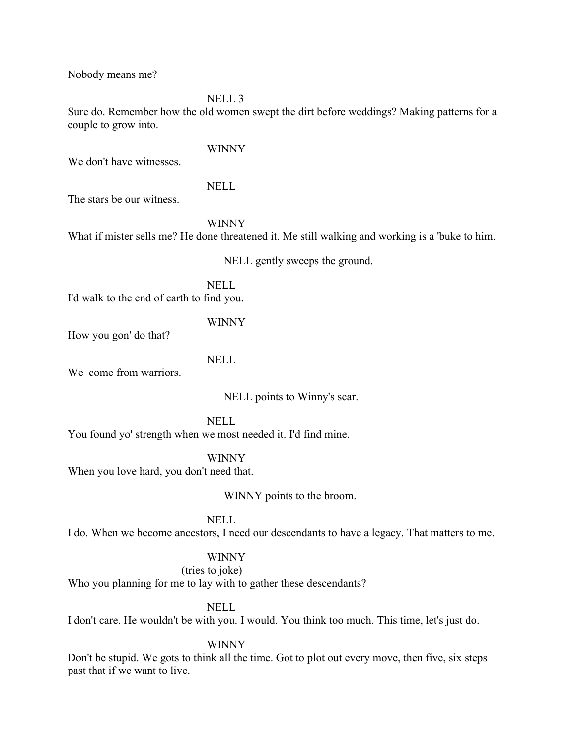Nobody means me?

NELL 3

Sure do. Remember how the old women swept the dirt before weddings? Making patterns for a couple to grow into.

WINNY

We don't have witnesses.

NELL

The stars be our witness.

WINNY

What if mister sells me? He done threatened it. Me still walking and working is a 'buke to him.

NELL gently sweeps the ground.

NELL

I'd walk to the end of earth to find you.

WINNY

How you gon' do that?

NELL

We  come from warriors.

NELL points to Winny's scar.

NELL

You found yo' strength when we most needed it. I'd find mine.

WINNY

When you love hard, you don't need that.

WINNY points to the broom.

NELL

I do. When we become ancestors, I need our descendants to have a legacy. That matters to me.

WINNY

(tries to joke)

Who you planning for me to lay with to gather these descendants?

NELL

I don't care. He wouldn't be with you. I would. You think too much. This time, let's just do.

WINNY

Don't be stupid. We gots to think all the time. Got to plot out every move, then five, six steps past that if we want to live.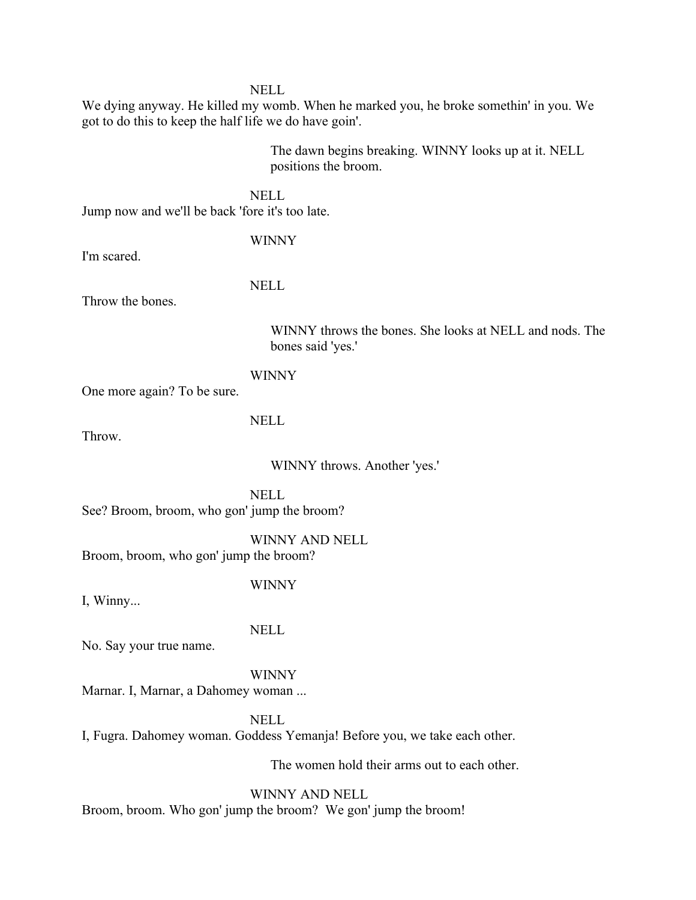NELL

We dying anyway. He killed my womb. When he marked you, he broke somethin' in you. We got to do this to keep the half life we do have goin'.

*The dawn begins breaking. WINNY looks up at it. NELL positions the broom.*

NELL

Jump now and we'll be back 'fore it's too late.

WINNY

I'm scared.

NELL

Throw the bones.

*WINNY throws the bones. She looks at NELL and nods. The bones said 'yes.'*

WINNY

One more again? To be sure.

NELL

Throw.

*WINNY throws. Another 'yes.'*

NELL

See? Broom, broom, who gon' jump the broom?

WINNY AND NELL

Broom, broom, who gon' jump the broom?

WINNY

I, Winny...

NELL

No. Say your true name.

WINNY

Marnar. I, Marnar, a Dahomey woman ...

NELL

I, Fugra. Dahomey woman. Goddess Yemanja! Before you, we take each other.

*The women hold their arms out to each other.*

WINNY AND NELL

Broom, broom. Who gon' jump the broom? We gon' jump the broom!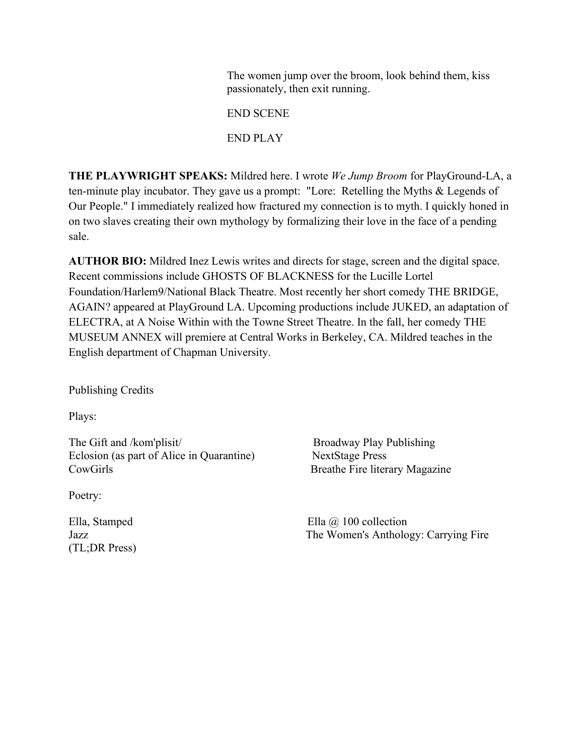The women jump over the broom, look behind them, kiss passionately, then exit running.

END SCENE

END PLAY

**THE PLAYWRIGHT SPEAKS:** Mildred here. I wrote *We Jump Broom* for PlayGround-LA, a ten-minute play incubator. They gave us a prompt: "Lore: Retelling the Myths & Legends of Our People." I immediately realized how fractured my connection is to myth. I quickly honed in on two slaves creating their own mythology by formalizing their love in the face of a pending sale.

**AUTHOR BIO:** Mildred Inez Lewis writes and directs for stage, screen and the digital space. Recent commissions include GHOSTS OF BLACKNESS for the Lucille Lortel Foundation/Harlem9/National Black Theatre. Most recently her short comedy THE BRIDGE, AGAIN? appeared at PlayGround LA. Upcoming productions include JUKED, an adaptation of ELECTRA, at A Noise Within with the Towne Street Theatre. In the fall, her comedy THE MUSEUM ANNEX will premiere at Central Works in Berkeley, CA. Mildred teaches in the English department of Chapman University.

Publishing Credits

Plays:

| | |
|---|---|
| The Gift and /kom'plisit/ | Broadway Play Publishing |
| Eclosion (as part of Alice in Quarantine) | NextStage Press |
| CowGirls | Breathe Fire literary Magazine |

Poetry:

| | |
|---|---|
| Ella, Stamped | Ella @ 100 collection |
| Jazz | The Women's Anthology: Carrying Fire |
| (TL;DR Press) | |